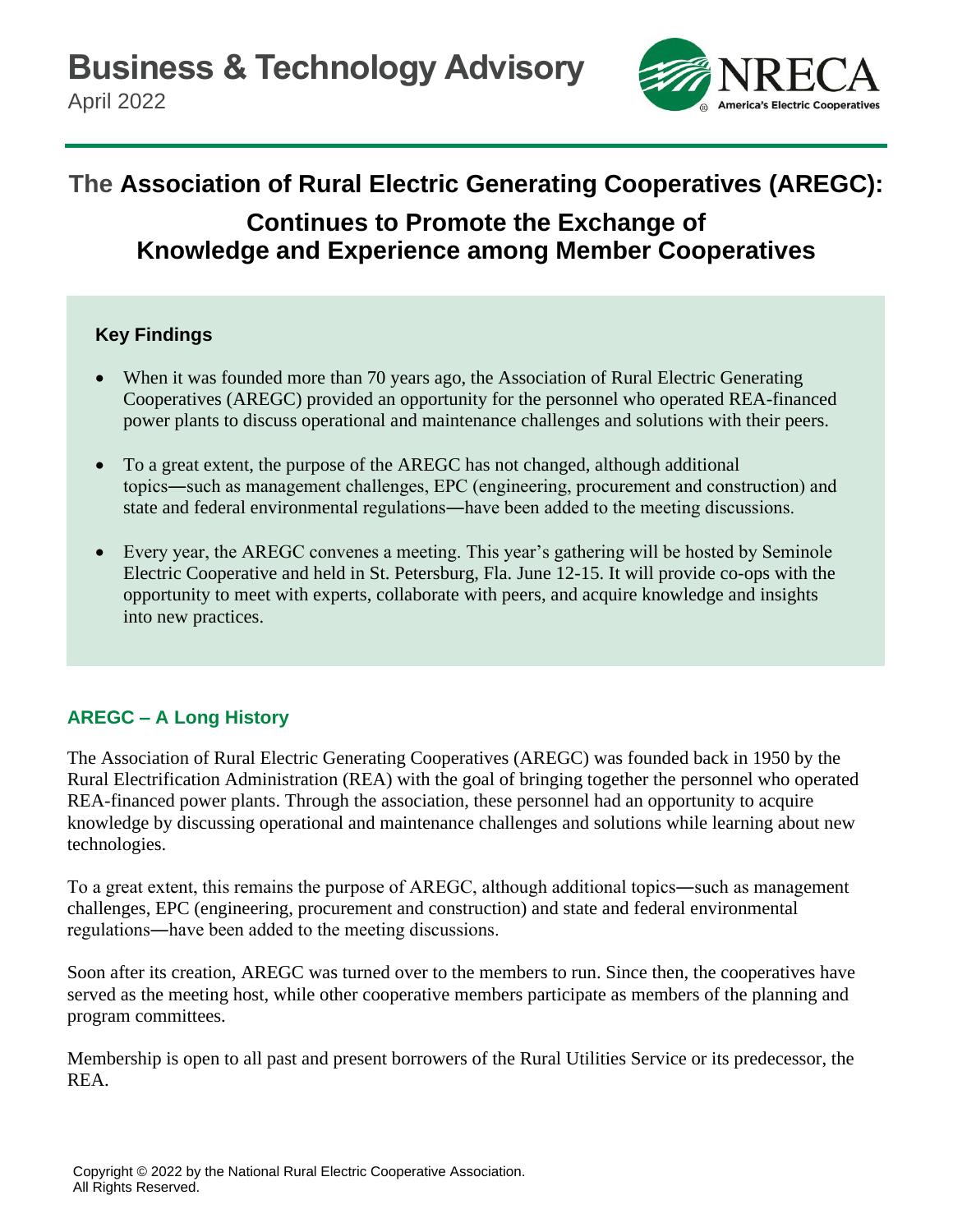# Business & Technology Advisory

April 2022

## The Association of Rural Electric Generating Cooperatives (AREGC): Continues to Promote the Exchange of Knowledge and Experience among Member Cooperatives

### Key Findings

- When it was founded more than 70 years ago, the Association of Rural Electric Generating Cooperatives (AREGC) provided an opportunity for the personnel who operated REA-financed power plants to discuss operational and maintenance challenges and solutions with their peers.
- To a great extent, the purpose of the AREGC has not changed, although additional topics—such as management challenges, EPC (engineering, procurement and construction) and state and federal environmental regulations—have been added to the meeting discussions.
- Every year, the AREGC convenes a meeting. This year's gathering will be hosted by Seminole Electric Cooperative and held in St. Petersburg, Fla. June 12-15. It will provide co-ops with the opportunity to meet with experts, collaborate with peers, and acquire knowledge and insights into new practices.

### AREGC – A Long History

The Association of Rural Electric Generating Cooperatives (AREGC) was founded back in 1950 by the Rural Electrification Administration (REA) with the goal of bringing together the personnel who operated REA-financed power plants. Through the association, these personnel had an opportunity to acquire knowledge by discussing operational and maintenance challenges and solutions while learning about new technologies.

To a great extent, this remains the purpose of AREGC, although additional topics—such as management challenges, EPC (engineering, procurement and construction) and state and federal environmental regulations—have been added to the meeting discussions.

Soon after its creation, AREGC was turned over to the members to run. Since then, the cooperatives have served as the meeting host, while other cooperative members participate as members of the planning and program committees.

Membership is open to all past and present borrowers of the Rural Utilities Service or its predecessor, the REA.

Copyright © 2022 by the National Rural Electric Cooperative Association. All Rights Reserved.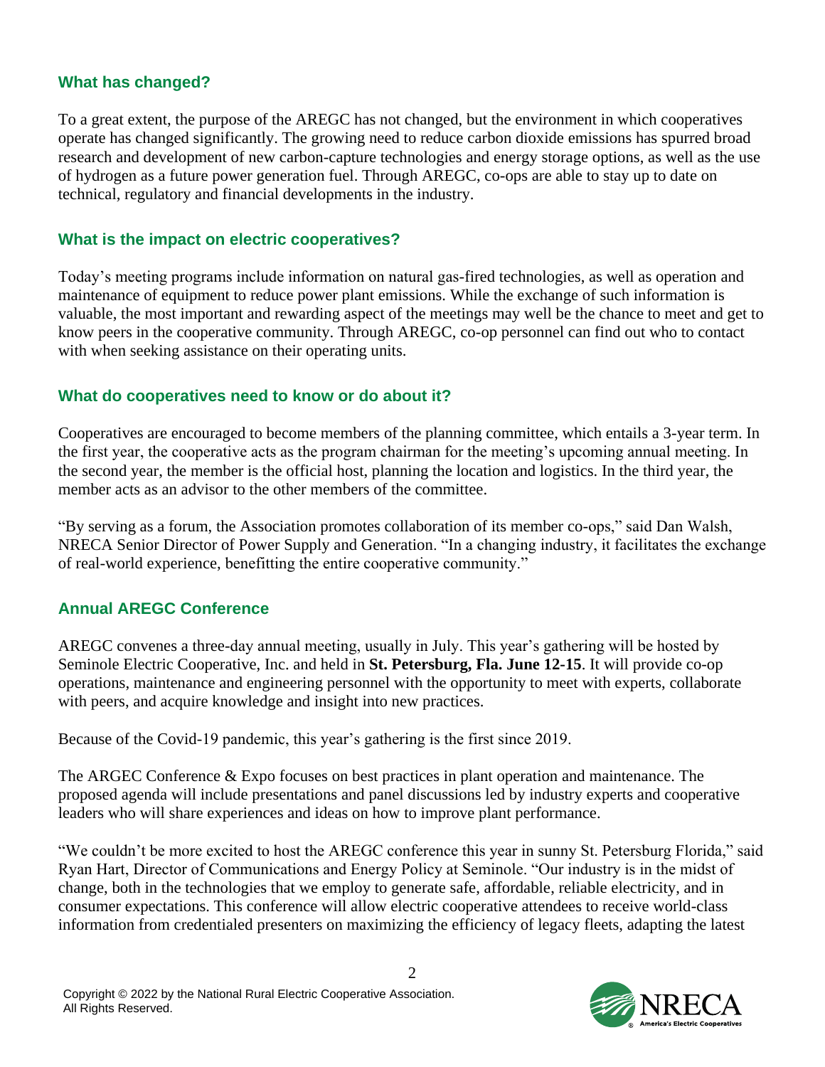## What has changed?

To a great extent, the purpose of the AREGC has not changed, but the environment in which cooperatives operate has changed significantly. The growing need to reduce carbon dioxide emissions has spurred broad research and development of new carbon-capture technologies and energy storage options, as well as the use of hydrogen as a future power generation fuel. Through AREGC, co-ops are able to stay up to date on technical, regulatory and financial developments in the industry.

## What is the impact on electric cooperatives?

Today's meeting programs include information on natural gas-fired technologies, as well as operation and maintenance of equipment to reduce power plant emissions. While the exchange of such information is valuable, the most important and rewarding aspect of the meetings may well be the chance to meet and get to know peers in the cooperative community. Through AREGC, co-op personnel can find out who to contact with when seeking assistance on their operating units.

## What do cooperatives need to know or do about it?

Cooperatives are encouraged to become members of the planning committee, which entails a 3-year term. In the first year, the cooperative acts as the program chairman for the meeting's upcoming annual meeting. In the second year, the member is the official host, planning the location and logistics. In the third year, the member acts as an advisor to the other members of the committee.

"By serving as a forum, the Association promotes collaboration of its member co-ops," said Dan Walsh, NRECA Senior Director of Power Supply and Generation. "In a changing industry, it facilitates the exchange of real-world experience, benefitting the entire cooperative community."

## Annual AREGC Conference

AREGC convenes a three-day annual meeting, usually in July. This year's gathering will be hosted by Seminole Electric Cooperative, Inc. and held in **St. Petersburg, Fla. June 12-15**. It will provide co-op operations, maintenance and engineering personnel with the opportunity to meet with experts, collaborate with peers, and acquire knowledge and insight into new practices.

Because of the Covid-19 pandemic, this year's gathering is the first since 2019.

The ARGEC Conference & Expo focuses on best practices in plant operation and maintenance. The proposed agenda will include presentations and panel discussions led by industry experts and cooperative leaders who will share experiences and ideas on how to improve plant performance.

"We couldn't be more excited to host the AREGC conference this year in sunny St. Petersburg Florida," said Ryan Hart, Director of Communications and Energy Policy at Seminole. "Our industry is in the midst of change, both in the technologies that we employ to generate safe, affordable, reliable electricity, and in consumer expectations. This conference will allow electric cooperative attendees to receive world-class information from credentialed presenters on maximizing the efficiency of legacy fleets, adapting the latest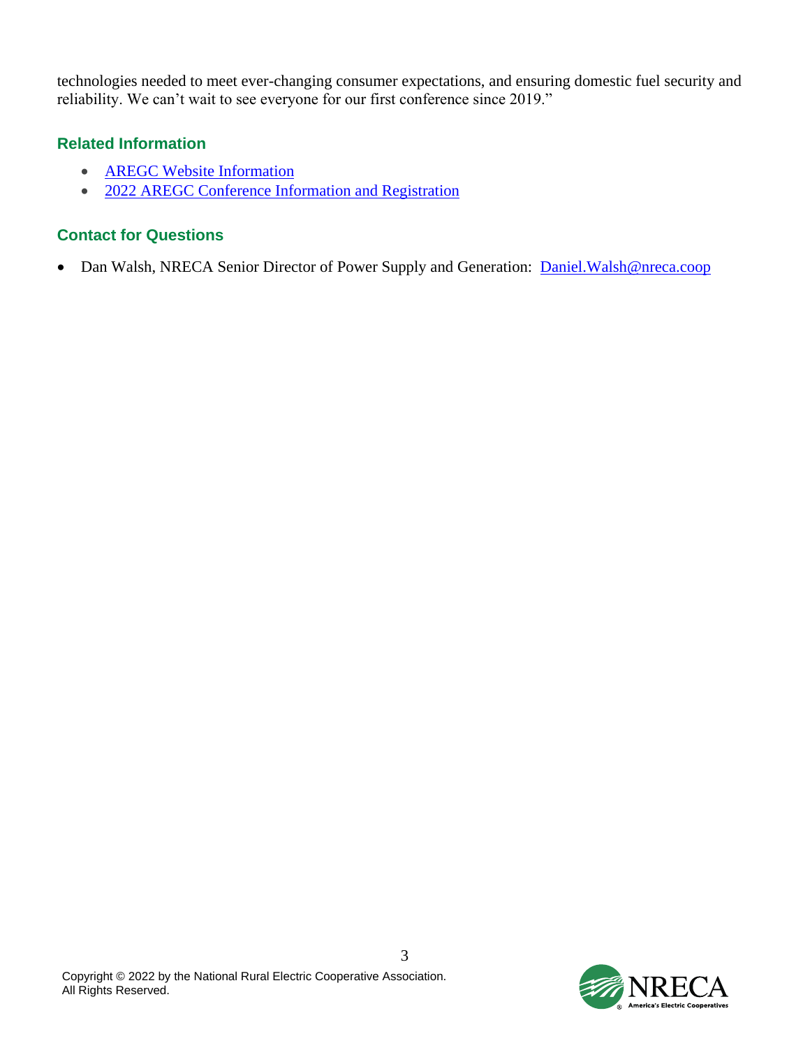technologies needed to meet ever-changing consumer expectations, and ensuring domestic fuel security and reliability. We can't wait to see everyone for our first conference since 2019."

## Related Information

- AREGC Website Information
- 2022 AREGC Conference Information and Registration

## Contact for Questions

- Dan Walsh, NRECA Senior Director of Power Supply and Generation: Daniel.Walsh@nreca.coop

Copyright © 2022 by the National Rural Electric Cooperative Association.
All Rights Reserved.